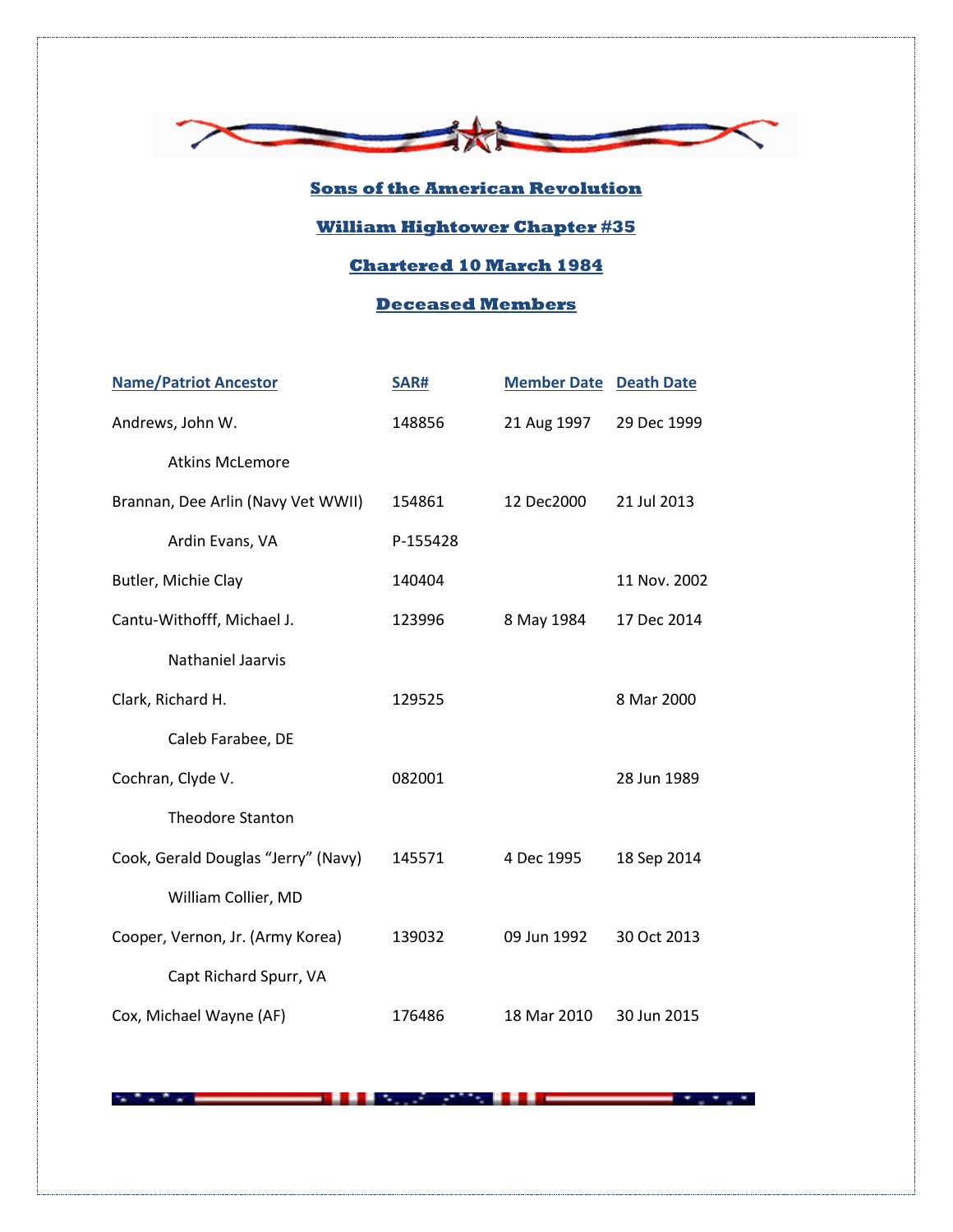## Sons of the American Revolution

## William Hightower Chapter #35

## Chartered 10 March 1984

## Deceased Members

| Name/Patriot Ancestor | SAR# | Member Date | Death Date |
|---|---|---|---|
| Andrews, John W. | 148856 | 21 Aug 1997 | 29 Dec 1999 |
| Atkins McLemore | | | |
| Brannan, Dee Arlin (Navy Vet WWII) | 154861 | 12 Dec2000 | 21 Jul 2013 |
| Ardin Evans, VA | P-155428 | | |
| Butler, Michie Clay | 140404 | | 11 Nov. 2002 |
| Cantu-Withofff, Michael J. | 123996 | 8 May 1984 | 17 Dec 2014 |
| Nathaniel Jaarvis | | | |
| Clark, Richard H. | 129525 | | 8 Mar 2000 |
| Caleb Farabee, DE | | | |
| Cochran, Clyde V. | 082001 | | 28 Jun 1989 |
| Theodore Stanton | | | |
| Cook, Gerald Douglas "Jerry" (Navy) | 145571 | 4 Dec 1995 | 18 Sep 2014 |
| William Collier, MD | | | |
| Cooper, Vernon, Jr. (Army Korea) | 139032 | 09 Jun 1992 | 30 Oct 2013 |
| Capt Richard Spurr, VA | | | |
| Cox, Michael Wayne (AF) | 176486 | 18 Mar 2010 | 30 Jun 2015 |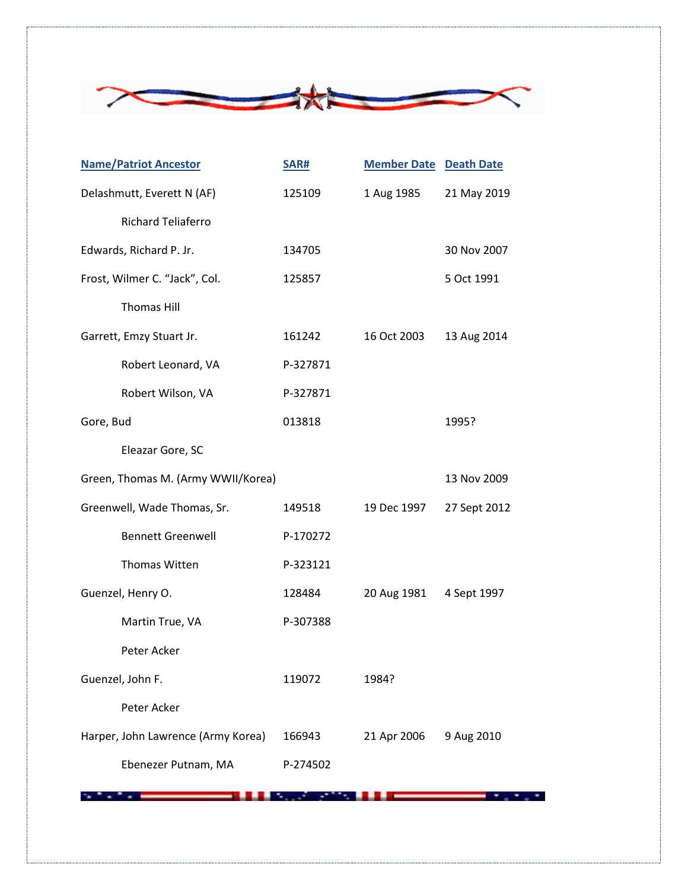| Name/Patriot Ancestor | SAR# | Member Date | Death Date |
| --- | --- | --- | --- |
| Delashmutt, Everett N (AF) | 125109 | 1 Aug 1985 | 21 May 2019 |
| Richard Teliaferro | | | |
| Edwards, Richard P. Jr. | 134705 | | 30 Nov 2007 |
| Frost, Wilmer C. "Jack", Col. | 125857 | | 5 Oct 1991 |
| Thomas Hill | | | |
| Garrett, Emzy Stuart Jr. | 161242 | 16 Oct 2003 | 13 Aug 2014 |
| Robert Leonard, VA | P-327871 | | |
| Robert Wilson, VA | P-327871 | | |
| Gore, Bud | 013818 | | 1995? |
| Eleazar Gore, SC | | | |
| Green, Thomas M. (Army WWII/Korea) | | | 13 Nov 2009 |
| Greenwell, Wade Thomas, Sr. | 149518 | 19 Dec 1997 | 27 Sept 2012 |
| Bennett Greenwell | P-170272 | | |
| Thomas Witten | P-323121 | | |
| Guenzel, Henry O. | 128484 | 20 Aug 1981 | 4 Sept 1997 |
| Martin True, VA | P-307388 | | |
| Peter Acker | | | |
| Guenzel, John F. | 119072 | 1984? | |
| Peter Acker | | | |
| Harper, John Lawrence (Army Korea) | 166943 | 21 Apr 2006 | 9 Aug 2010 |
| Ebenezer Putnam, MA | P-274502 | | |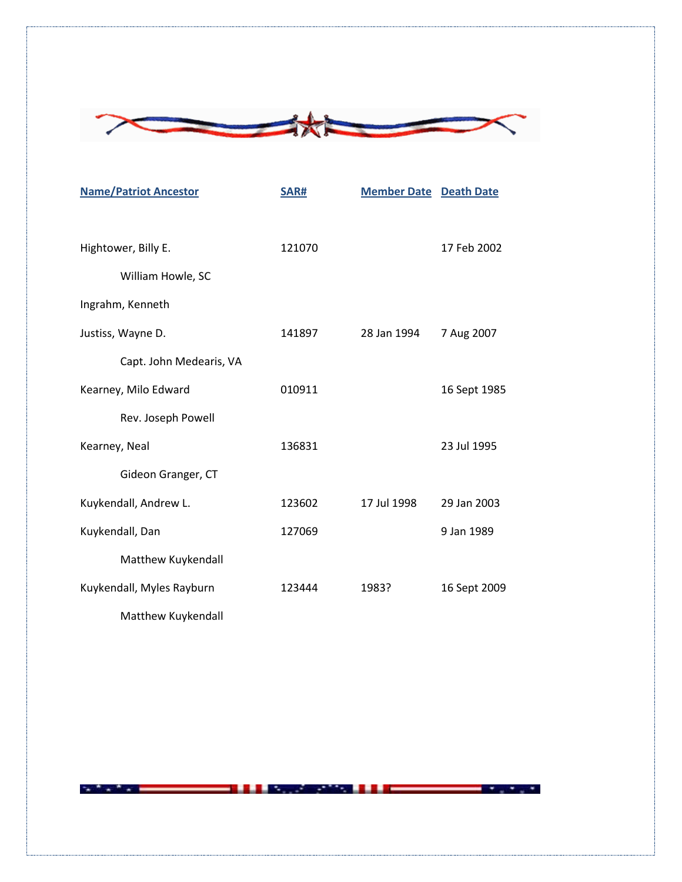| Name/Patriot Ancestor | SAR# | Member Date | Death Date |
|---|---|---|---|
| Hightower, Billy E. | 121070 | | 17 Feb 2002 |
| William Howle, SC | | | |
| Ingrahm, Kenneth | | | |
| Justiss, Wayne D. | 141897 | 28 Jan 1994 | 7 Aug 2007 |
| Capt. John Medearis, VA | | | |
| Kearney, Milo Edward | 010911 | | 16 Sept 1985 |
| Rev. Joseph Powell | | | |
| Kearney, Neal | 136831 | | 23 Jul 1995 |
| Gideon Granger, CT | | | |
| Kuykendall, Andrew L. | 123602 | 17 Jul 1998 | 29 Jan 2003 |
| Kuykendall, Dan | 127069 | | 9 Jan 1989 |
| Matthew Kuykendall | | | |
| Kuykendall, Myles Rayburn | 123444 | 1983? | 16 Sept 2009 |
| Matthew Kuykendall | | | |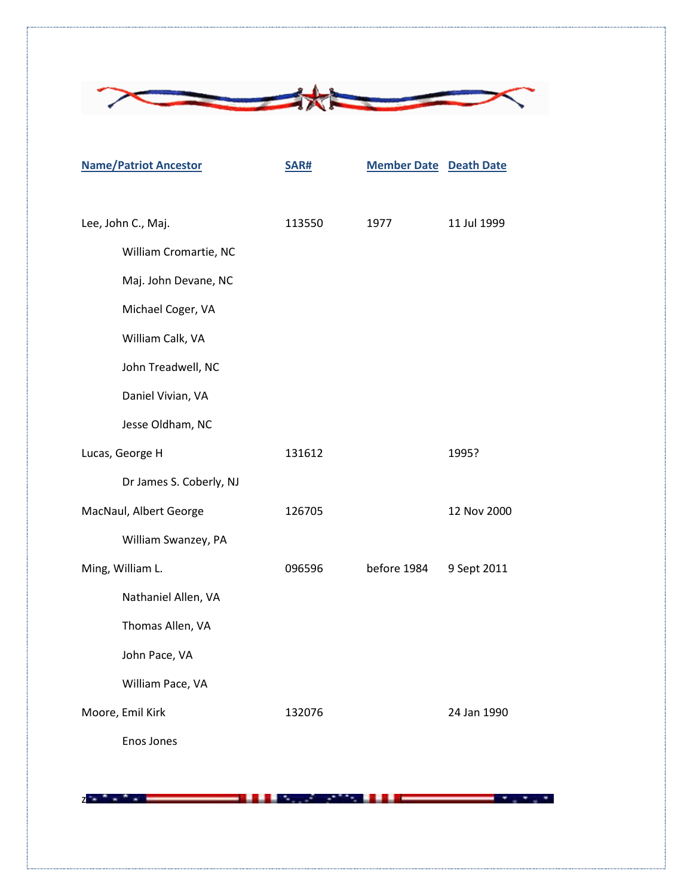| Name/Patriot Ancestor | SAR# | Member Date | Death Date |
|---|---|---|---|
| Lee, John C., Maj. | 113550 | 1977 | 11 Jul 1999 |
| William Cromartie, NC | | | |
| Maj. John Devane, NC | | | |
| Michael Coger, VA | | | |
| William Calk, VA | | | |
| John Treadwell, NC | | | |
| Daniel Vivian, VA | | | |
| Jesse Oldham, NC | | | |
| Lucas, George H | 131612 | | 1995? |
| Dr James S. Coberly, NJ | | | |
| MacNaul, Albert George | 126705 | | 12 Nov 2000 |
| William Swanzey, PA | | | |
| Ming, William L. | 096596 | before 1984 | 9 Sept 2011 |
| Nathaniel Allen, VA | | | |
| Thomas Allen, VA | | | |
| John Pace, VA | | | |
| William Pace, VA | | | |
| Moore, Emil Kirk | 132076 | | 24 Jan 1990 |
| Enos Jones | | | |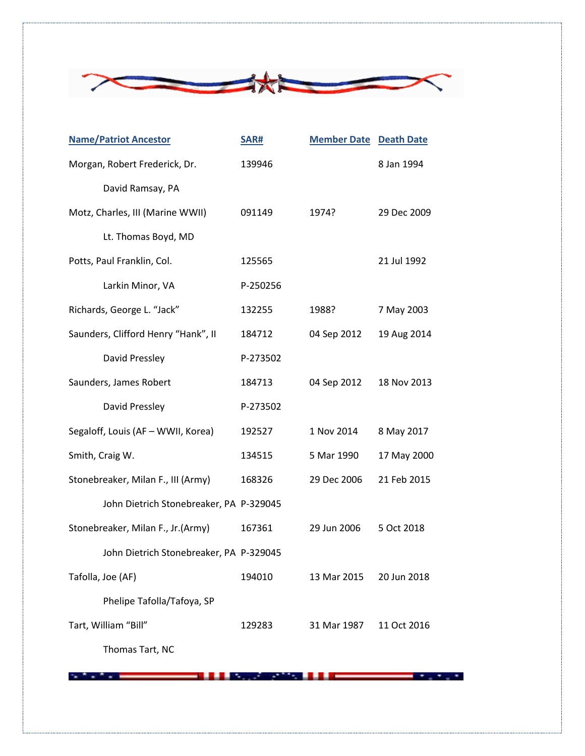| Name/Patriot Ancestor | SAR# | Member Date | Death Date |
|---|---|---|---|
| Morgan, Robert Frederick, Dr. | 139946 | | 8 Jan 1994 |
| David Ramsay, PA | | | |
| Motz, Charles, III (Marine WWII) | 091149 | 1974? | 29 Dec 2009 |
| Lt. Thomas Boyd, MD | | | |
| Potts, Paul Franklin, Col. | 125565 | | 21 Jul 1992 |
| Larkin Minor, VA | P-250256 | | |
| Richards, George L. “Jack” | 132255 | 1988? | 7 May 2003 |
| Saunders, Clifford Henry “Hank”, II | 184712 | 04 Sep 2012 | 19 Aug 2014 |
| David Pressley | P-273502 | | |
| Saunders, James Robert | 184713 | 04 Sep 2012 | 18 Nov 2013 |
| David Pressley | P-273502 | | |
| Segaloff, Louis (AF – WWII, Korea) | 192527 | 1 Nov 2014 | 8 May 2017 |
| Smith, Craig W. | 134515 | 5 Mar 1990 | 17 May 2000 |
| Stonebreaker, Milan F., III (Army) | 168326 | 29 Dec 2006 | 21 Feb 2015 |
| John Dietrich Stonebreaker, PA | P-329045 | | |
| Stonebreaker, Milan F., Jr.(Army) | 167361 | 29 Jun 2006 | 5 Oct 2018 |
| John Dietrich Stonebreaker, PA | P-329045 | | |
| Tafolla, Joe (AF) | 194010 | 13 Mar 2015 | 20 Jun 2018 |
| Phelipe Tafolla/Tafoya, SP | | | |
| Tart, William “Bill” | 129283 | 31 Mar 1987 | 11 Oct 2016 |
| Thomas Tart, NC | | | |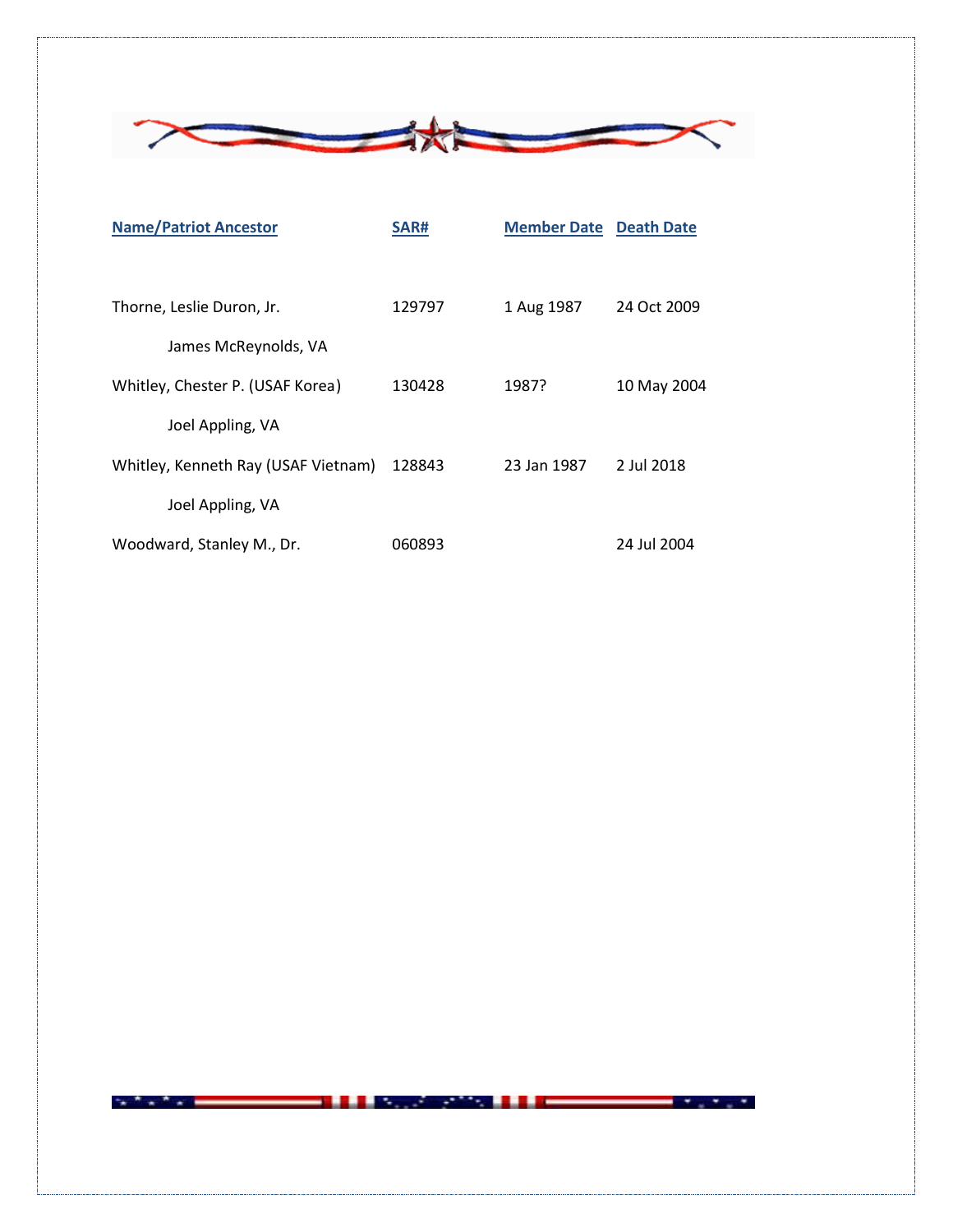| Name/Patriot Ancestor | SAR# | Member Date | Death Date |
|---|---|---|---|
| Thorne, Leslie Duron, Jr. | 129797 | 1 Aug 1987 | 24 Oct 2009 |
| James McReynolds, VA | | | |
| Whitley, Chester P. (USAF Korea) | 130428 | 1987? | 10 May 2004 |
| Joel Appling, VA | | | |
| Whitley, Kenneth Ray (USAF Vietnam) | 128843 | 23 Jan 1987 | 2 Jul 2018 |
| Joel Appling, VA | | | |
| Woodward, Stanley M., Dr. | 060893 | | 24 Jul 2004 |